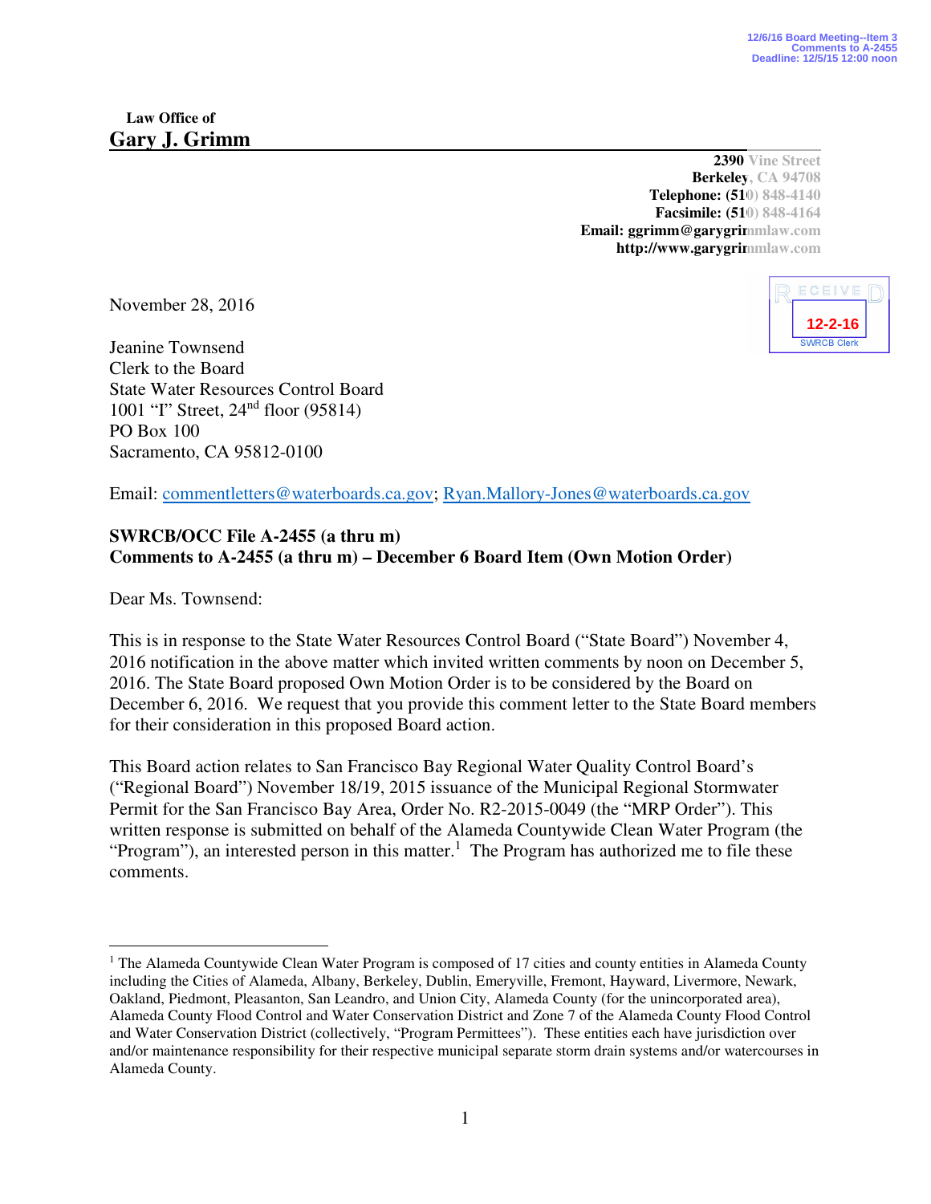12/6/16 Board Meeting--Item 3
Comments to A-2455
Deadline: 12/5/15 12:00 noon

**Law Office of**
## Gary J. Grimm

**2390** Vine Street
**Berkeley**, CA 94708
**Telephone: (51**0) 848-4140
**Facsimile: (51**0) 848-4164
**Email: ggrimm@garygrim**mlaw.com
**http://www.garygrim**mlaw.com

RECEIVED
12-2-16
SWRCB Clerk

November 28, 2016

Jeanine Townsend
Clerk to the Board
State Water Resources Control Board
1001 "I" Street, 24th floor (95814)
PO Box 100
Sacramento, CA 95812-0100

Email: commentletters@waterboards.ca.gov; Ryan.Mallory-Jones@waterboards.ca.gov

**SWRCB/OCC File A-2455 (a thru m)**
**Comments to A-2455 (a thru m) – December 6 Board Item (Own Motion Order)**

Dear Ms. Townsend:

This is in response to the State Water Resources Control Board ("State Board") November 4, 2016 notification in the above matter which invited written comments by noon on December 5, 2016. The State Board proposed Own Motion Order is to be considered by the Board on December 6, 2016. We request that you provide this comment letter to the State Board members for their consideration in this proposed Board action.

This Board action relates to San Francisco Bay Regional Water Quality Control Board's ("Regional Board") November 18/19, 2015 issuance of the Municipal Regional Stormwater Permit for the San Francisco Bay Area, Order No. R2-2015-0049 (the "MRP Order"). This written response is submitted on behalf of the Alameda Countywide Clean Water Program (the "Program"), an interested person in this matter.[1] The Program has authorized me to file these comments.

[1] The Alameda Countywide Clean Water Program is composed of 17 cities and county entities in Alameda County including the Cities of Alameda, Albany, Berkeley, Dublin, Emeryville, Fremont, Hayward, Livermore, Newark, Oakland, Piedmont, Pleasanton, San Leandro, and Union City, Alameda County (for the unincorporated area), Alameda County Flood Control and Water Conservation District and Zone 7 of the Alameda County Flood Control and Water Conservation District (collectively, "Program Permittees"). These entities each have jurisdiction over and/or maintenance responsibility for their respective municipal separate storm drain systems and/or watercourses in Alameda County.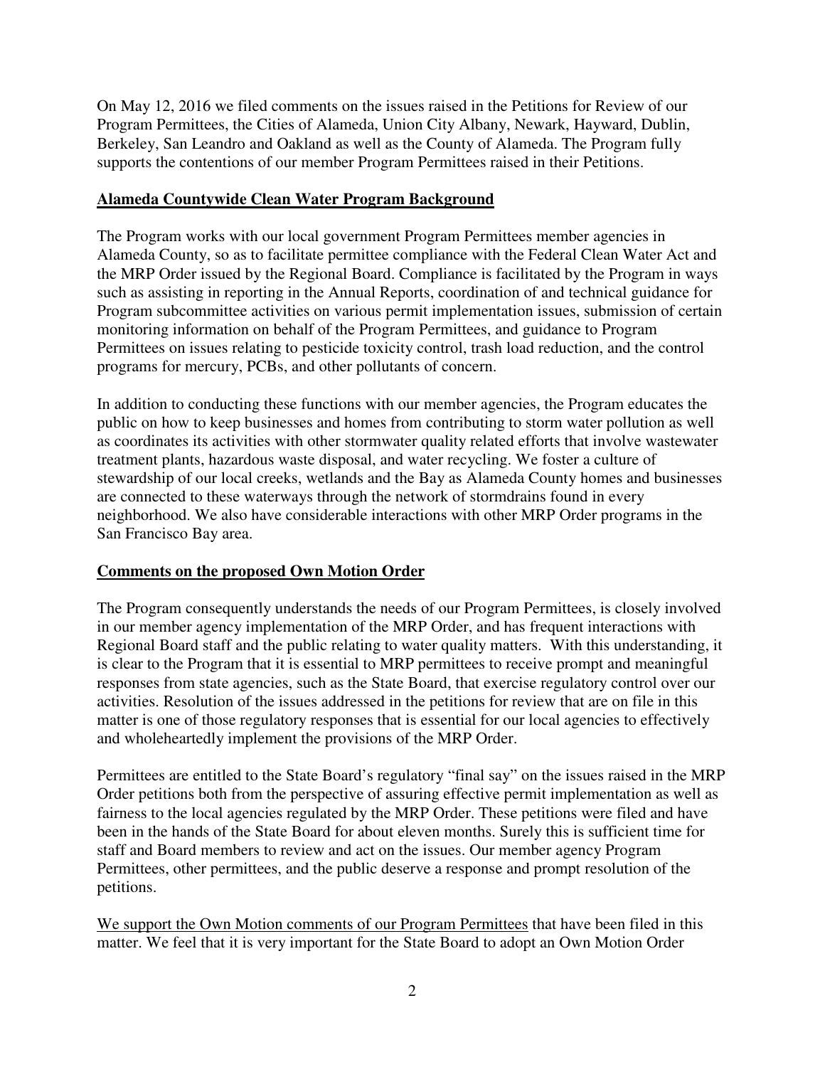On May 12, 2016 we filed comments on the issues raised in the Petitions for Review of our Program Permittees, the Cities of Alameda, Union City Albany, Newark, Hayward, Dublin, Berkeley, San Leandro and Oakland as well as the County of Alameda. The Program fully supports the contentions of our member Program Permittees raised in their Petitions.

**Alameda Countywide Clean Water Program Background**

The Program works with our local government Program Permittees member agencies in Alameda County, so as to facilitate permittee compliance with the Federal Clean Water Act and the MRP Order issued by the Regional Board. Compliance is facilitated by the Program in ways such as assisting in reporting in the Annual Reports, coordination of and technical guidance for Program subcommittee activities on various permit implementation issues, submission of certain monitoring information on behalf of the Program Permittees, and guidance to Program Permittees on issues relating to pesticide toxicity control, trash load reduction, and the control programs for mercury, PCBs, and other pollutants of concern.

In addition to conducting these functions with our member agencies, the Program educates the public on how to keep businesses and homes from contributing to storm water pollution as well as coordinates its activities with other stormwater quality related efforts that involve wastewater treatment plants, hazardous waste disposal, and water recycling. We foster a culture of stewardship of our local creeks, wetlands and the Bay as Alameda County homes and businesses are connected to these waterways through the network of stormdrains found in every neighborhood. We also have considerable interactions with other MRP Order programs in the San Francisco Bay area.

**Comments on the proposed Own Motion Order**

The Program consequently understands the needs of our Program Permittees, is closely involved in our member agency implementation of the MRP Order, and has frequent interactions with Regional Board staff and the public relating to water quality matters. With this understanding, it is clear to the Program that it is essential to MRP permittees to receive prompt and meaningful responses from state agencies, such as the State Board, that exercise regulatory control over our activities. Resolution of the issues addressed in the petitions for review that are on file in this matter is one of those regulatory responses that is essential for our local agencies to effectively and wholeheartedly implement the provisions of the MRP Order.

Permittees are entitled to the State Board's regulatory "final say" on the issues raised in the MRP Order petitions both from the perspective of assuring effective permit implementation as well as fairness to the local agencies regulated by the MRP Order. These petitions were filed and have been in the hands of the State Board for about eleven months. Surely this is sufficient time for staff and Board members to review and act on the issues. Our member agency Program Permittees, other permittees, and the public deserve a response and prompt resolution of the petitions.

<u>We support the Own Motion comments of our Program Permittees</u> that have been filed in this matter. We feel that it is very important for the State Board to adopt an Own Motion Order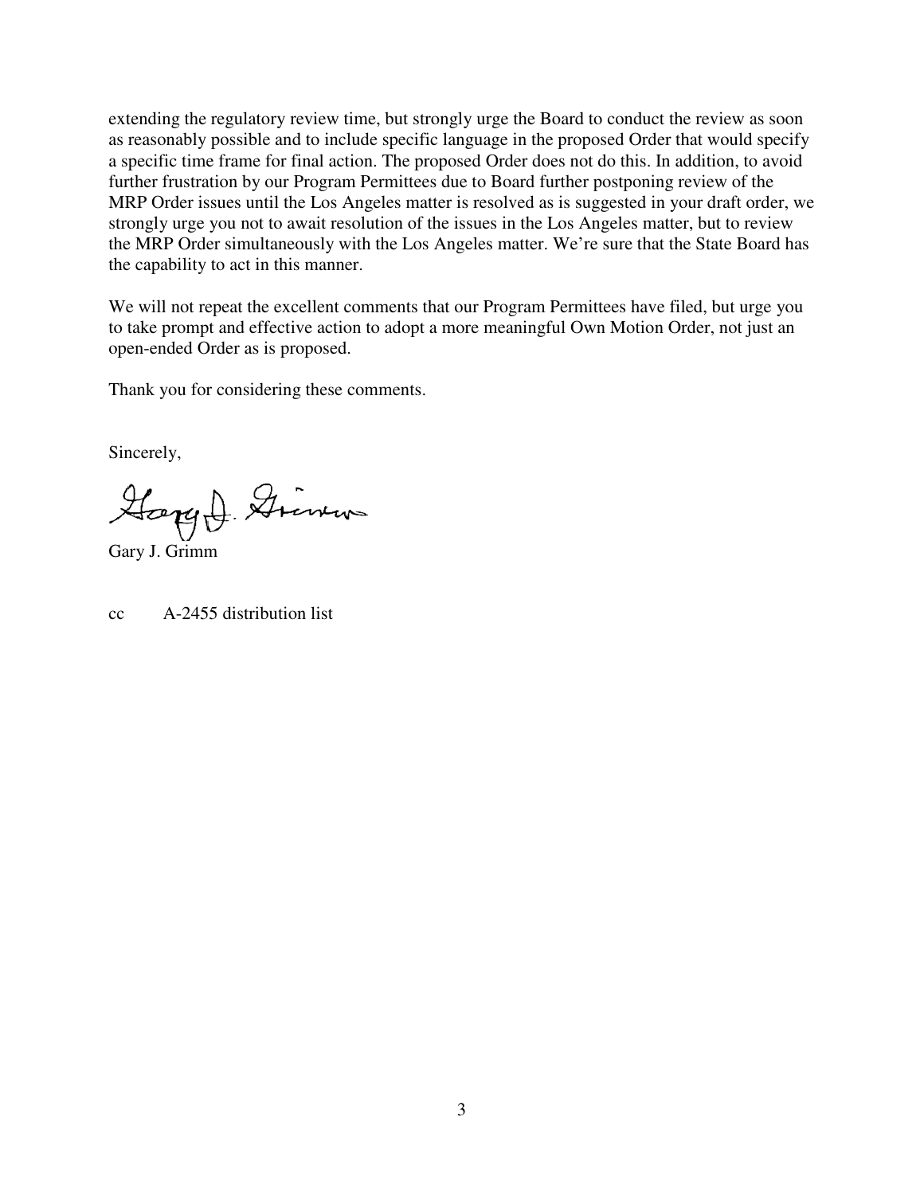extending the regulatory review time, but strongly urge the Board to conduct the review as soon as reasonably possible and to include specific language in the proposed Order that would specify a specific time frame for final action. The proposed Order does not do this. In addition, to avoid further frustration by our Program Permittees due to Board further postponing review of the MRP Order issues until the Los Angeles matter is resolved as is suggested in your draft order, we strongly urge you not to await resolution of the issues in the Los Angeles matter, but to review the MRP Order simultaneously with the Los Angeles matter. We're sure that the State Board has the capability to act in this manner.

We will not repeat the excellent comments that our Program Permittees have filed, but urge you to take prompt and effective action to adopt a more meaningful Own Motion Order, not just an open-ended Order as is proposed.

Thank you for considering these comments.

Sincerely,

Gary J. Grimm

cc A-2455 distribution list